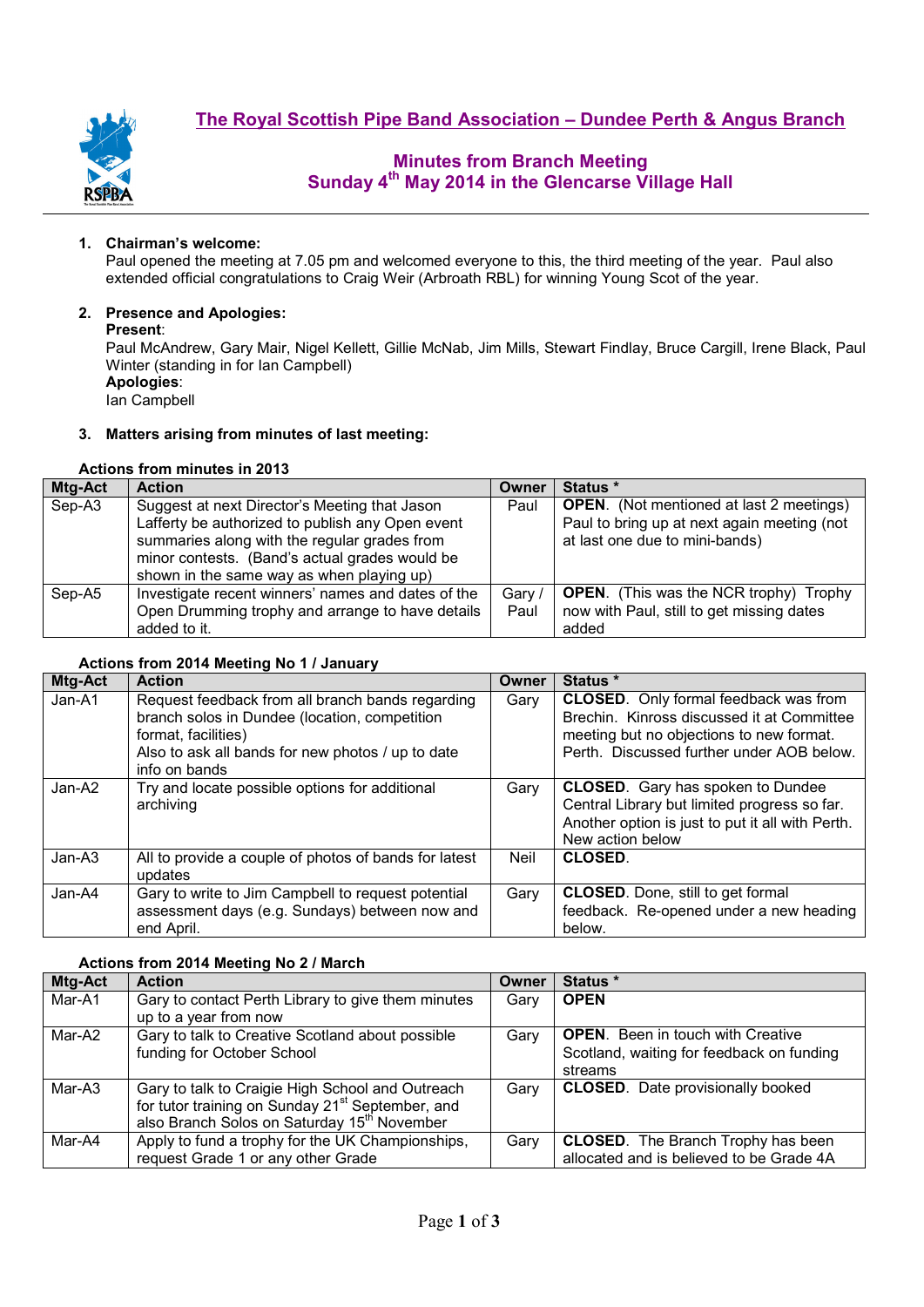# The Royal Scottish Pipe Band Association – Dundee Perth & Angus Branch

## Minutes from Branch Meeting
## Sunday 4th May 2014 in the Glencarse Village Hall

1. **Chairman's welcome:**
   Paul opened the meeting at 7.05 pm and welcomed everyone to this, the third meeting of the year. Paul also extended official congratulations to Craig Weir (Arbroath RBL) for winning Young Scot of the year.

2. **Presence and Apologies:**
   **Present**:
   Paul McAndrew, Gary Mair, Nigel Kellett, Gillie McNab, Jim Mills, Stewart Findlay, Bruce Cargill, Irene Black, Paul Winter (standing in for Ian Campbell)
   **Apologies**:
   Ian Campbell

3. **Matters arising from minutes of last meeting:**

**Actions from minutes in 2013**

| Mtg-Act | Action | Owner | Status * |
|---|---|---|---|
| Sep-A3 | Suggest at next Director's Meeting that Jason Lafferty be authorized to publish any Open event summaries along with the regular grades from minor contests. (Band's actual grades would be shown in the same way as when playing up) | Paul | **OPEN**. (Not mentioned at last 2 meetings) Paul to bring up at next again meeting (not at last one due to mini-bands) |
| Sep-A5 | Investigate recent winners' names and dates of the Open Drumming trophy and arrange to have details added to it. | Gary / Paul | **OPEN**. (This was the NCR trophy) Trophy now with Paul, still to get missing dates added |

**Actions from 2014 Meeting No 1 / January**

| Mtg-Act | Action | Owner | Status * |
|---|---|---|---|
| Jan-A1 | Request feedback from all branch bands regarding branch solos in Dundee (location, competition format, facilities) Also to ask all bands for new photos / up to date info on bands | Gary | **CLOSED**. Only formal feedback was from Brechin. Kinross discussed it at Committee meeting but no objections to new format. Perth. Discussed further under AOB below. |
| Jan-A2 | Try and locate possible options for additional archiving | Gary | **CLOSED**. Gary has spoken to Dundee Central Library but limited progress so far. Another option is just to put it all with Perth. New action below |
| Jan-A3 | All to provide a couple of photos of bands for latest updates | Neil | **CLOSED**. |
| Jan-A4 | Gary to write to Jim Campbell to request potential assessment days (e.g. Sundays) between now and end April. | Gary | **CLOSED**. Done, still to get formal feedback. Re-opened under a new heading below. |

**Actions from 2014 Meeting No 2 / March**

| Mtg-Act | Action | Owner | Status * |
|---|---|---|---|
| Mar-A1 | Gary to contact Perth Library to give them minutes up to a year from now | Gary | **OPEN** |
| Mar-A2 | Gary to talk to Creative Scotland about possible funding for October School | Gary | **OPEN**. Been in touch with Creative Scotland, waiting for feedback on funding streams |
| Mar-A3 | Gary to talk to Craigie High School and Outreach for tutor training on Sunday 21st September, and also Branch Solos on Saturday 15th November | Gary | **CLOSED**. Date provisionally booked |
| Mar-A4 | Apply to fund a trophy for the UK Championships, request Grade 1 or any other Grade | Gary | **CLOSED**. The Branch Trophy has been allocated and is believed to be Grade 4A |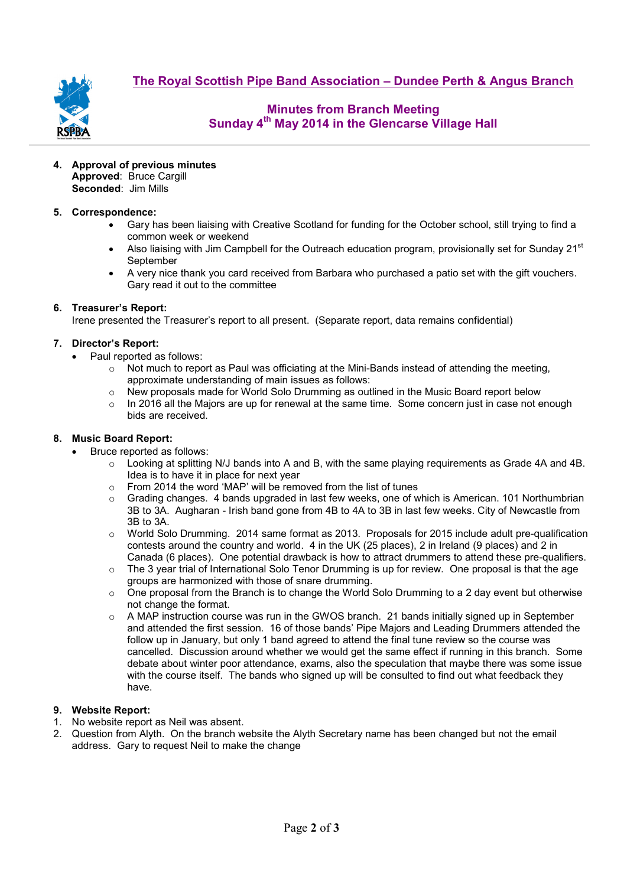# The Royal Scottish Pipe Band Association – Dundee Perth & Angus Branch

## Minutes from Branch Meeting
## Sunday 4th May 2014 in the Glencarse Village Hall

4. **Approval of previous minutes**
   **Approved**: Bruce Cargill
   **Seconded**: Jim Mills

5. **Correspondence:**
   - Gary has been liaising with Creative Scotland for funding for the October school, still trying to find a common week or weekend
   - Also liaising with Jim Campbell for the Outreach education program, provisionally set for Sunday 21st September
   - A very nice thank you card received from Barbara who purchased a patio set with the gift vouchers. Gary read it out to the committee

6. **Treasurer's Report:**
   Irene presented the Treasurer's report to all present. (Separate report, data remains confidential)

7. **Director's Report:**
   - Paul reported as follows:
     - Not much to report as Paul was officiating at the Mini-Bands instead of attending the meeting, approximate understanding of main issues as follows:
     - New proposals made for World Solo Drumming as outlined in the Music Board report below
     - In 2016 all the Majors are up for renewal at the same time. Some concern just in case not enough bids are received.

8. **Music Board Report:**
   - Bruce reported as follows:
     - Looking at splitting N/J bands into A and B, with the same playing requirements as Grade 4A and 4B. Idea is to have it in place for next year
     - From 2014 the word 'MAP' will be removed from the list of tunes
     - Grading changes. 4 bands upgraded in last few weeks, one of which is American. 101 Northumbrian 3B to 3A. Augharan - Irish band gone from 4B to 4A to 3B in last few weeks. City of Newcastle from 3B to 3A.
     - World Solo Drumming. 2014 same format as 2013. Proposals for 2015 include adult pre-qualification contests around the country and world. 4 in the UK (25 places), 2 in Ireland (9 places) and 2 in Canada (6 places). One potential drawback is how to attract drummers to attend these pre-qualifiers.
     - The 3 year trial of International Solo Tenor Drumming is up for review. One proposal is that the age groups are harmonized with those of snare drumming.
     - One proposal from the Branch is to change the World Solo Drumming to a 2 day event but otherwise not change the format.
     - A MAP instruction course was run in the GWOS branch. 21 bands initially signed up in September and attended the first session. 16 of those bands' Pipe Majors and Leading Drummers attended the follow up in January, but only 1 band agreed to attend the final tune review so the course was cancelled. Discussion around whether we would get the same effect if running in this branch. Some debate about winter poor attendance, exams, also the speculation that maybe there was some issue with the course itself. The bands who signed up will be consulted to find out what feedback they have.

9. **Website Report:**

1. No website report as Neil was absent.
2. Question from Alyth. On the branch website the Alyth Secretary name has been changed but not the email address. Gary to request Neil to make the change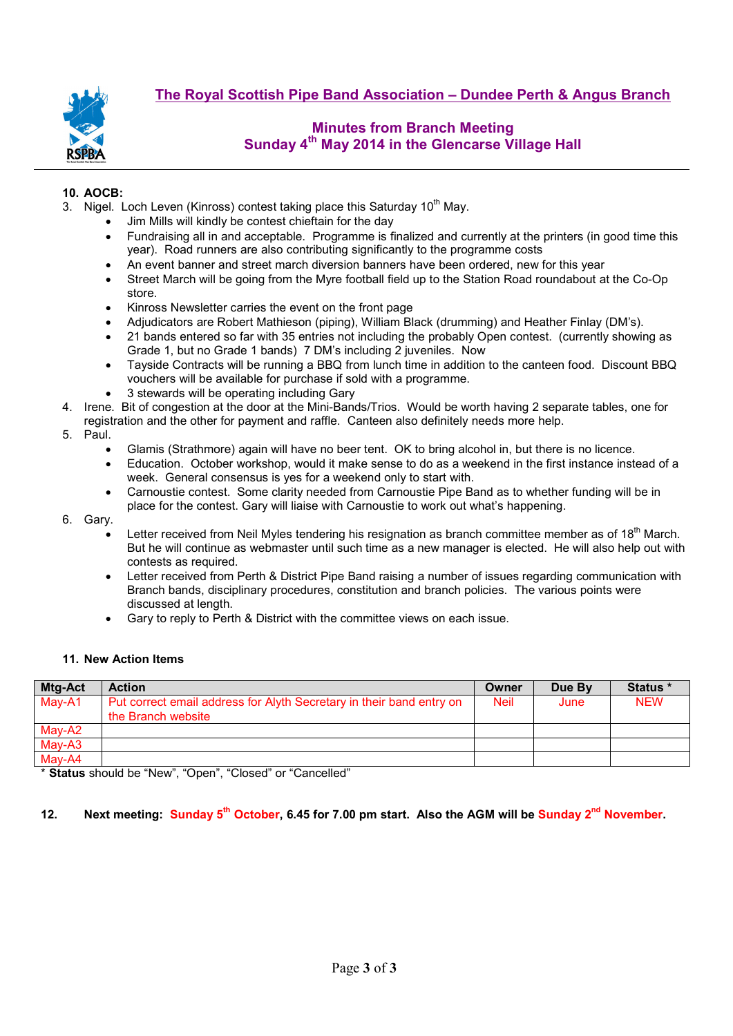## The Royal Scottish Pipe Band Association – Dundee Perth & Angus Branch

### Minutes from Branch Meeting
### Sunday 4th May 2014 in the Glencarse Village Hall

**10. AOCB:**

3. Nigel. Loch Leven (Kinross) contest taking place this Saturday 10th May.
   - Jim Mills will kindly be contest chieftain for the day
   - Fundraising all in and acceptable. Programme is finalized and currently at the printers (in good time this year). Road runners are also contributing significantly to the programme costs
   - An event banner and street march diversion banners have been ordered, new for this year
   - Street March will be going from the Myre football field up to the Station Road roundabout at the Co-Op store.
   - Kinross Newsletter carries the event on the front page
   - Adjudicators are Robert Mathieson (piping), William Black (drumming) and Heather Finlay (DM's).
   - 21 bands entered so far with 35 entries not including the probably Open contest. (currently showing as Grade 1, but no Grade 1 bands) 7 DM's including 2 juveniles. Now
   - Tayside Contracts will be running a BBQ from lunch time in addition to the canteen food. Discount BBQ vouchers will be available for purchase if sold with a programme.
   - 3 stewards will be operating including Gary
4. Irene. Bit of congestion at the door at the Mini-Bands/Trios. Would be worth having 2 separate tables, one for registration and the other for payment and raffle. Canteen also definitely needs more help.
5. Paul.
   - Glamis (Strathmore) again will have no beer tent. OK to bring alcohol in, but there is no licence.
   - Education. October workshop, would it make sense to do as a weekend in the first instance instead of a week. General consensus is yes for a weekend only to start with.
   - Carnoustie contest. Some clarity needed from Carnoustie Pipe Band as to whether funding will be in place for the contest. Gary will liaise with Carnoustie to work out what's happening.
6. Gary.
   - Letter received from Neil Myles tendering his resignation as branch committee member as of 18th March. But he will continue as webmaster until such time as a new manager is elected. He will also help out with contests as required.
   - Letter received from Perth & District Pipe Band raising a number of issues regarding communication with Branch bands, disciplinary procedures, constitution and branch policies. The various points were discussed at length.
   - Gary to reply to Perth & District with the committee views on each issue.

**11. New Action Items**

| Mtg-Act | Action | Owner | Due By | Status * |
|---|---|---|---|---|
| May-A1 | Put correct email address for Alyth Secretary in their band entry on the Branch website | Neil | June | NEW |
| May-A2 | | | | |
| May-A3 | | | | |
| May-A4 | | | | |

\* **Status** should be "New", "Open", "Closed" or "Cancelled"

**12. Next meeting: Sunday 5th October, 6.45 for 7.00 pm start. Also the AGM will be Sunday 2nd November.**